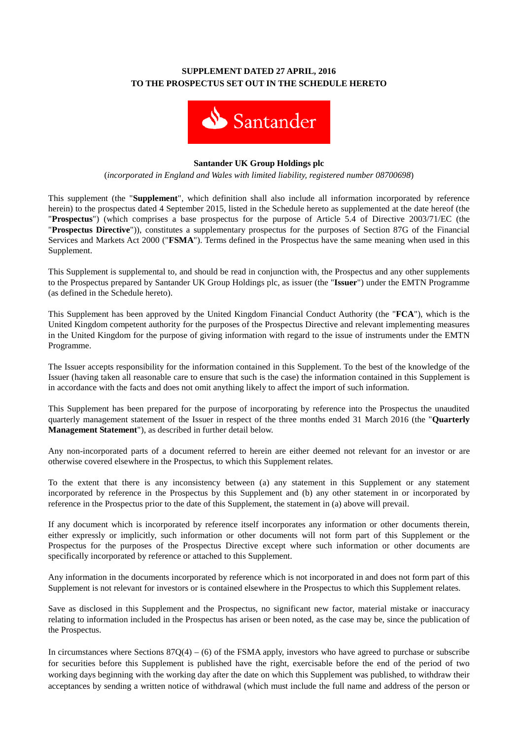**SUPPLEMENT DATED 27 APRIL, 2016**
**TO THE PROSPECTUS SET OUT IN THE SCHEDULE HERETO**

**Santander UK Group Holdings plc**

(*incorporated in England and Wales with limited liability, registered number 08700698*)

This supplement (the "**Supplement**", which definition shall also include all information incorporated by reference herein) to the prospectus dated 4 September 2015, listed in the Schedule hereto as supplemented at the date hereof (the "**Prospectus**") (which comprises a base prospectus for the purpose of Article 5.4 of Directive 2003/71/EC (the "**Prospectus Directive**")), constitutes a supplementary prospectus for the purposes of Section 87G of the Financial Services and Markets Act 2000 ("**FSMA**"). Terms defined in the Prospectus have the same meaning when used in this Supplement.

This Supplement is supplemental to, and should be read in conjunction with, the Prospectus and any other supplements to the Prospectus prepared by Santander UK Group Holdings plc, as issuer (the "**Issuer**") under the EMTN Programme (as defined in the Schedule hereto).

This Supplement has been approved by the United Kingdom Financial Conduct Authority (the "**FCA**"), which is the United Kingdom competent authority for the purposes of the Prospectus Directive and relevant implementing measures in the United Kingdom for the purpose of giving information with regard to the issue of instruments under the EMTN Programme.

The Issuer accepts responsibility for the information contained in this Supplement. To the best of the knowledge of the Issuer (having taken all reasonable care to ensure that such is the case) the information contained in this Supplement is in accordance with the facts and does not omit anything likely to affect the import of such information.

This Supplement has been prepared for the purpose of incorporating by reference into the Prospectus the unaudited quarterly management statement of the Issuer in respect of the three months ended 31 March 2016 (the "**Quarterly Management Statement**"), as described in further detail below.

Any non-incorporated parts of a document referred to herein are either deemed not relevant for an investor or are otherwise covered elsewhere in the Prospectus, to which this Supplement relates.

To the extent that there is any inconsistency between (a) any statement in this Supplement or any statement incorporated by reference in the Prospectus by this Supplement and (b) any other statement in or incorporated by reference in the Prospectus prior to the date of this Supplement, the statement in (a) above will prevail.

If any document which is incorporated by reference itself incorporates any information or other documents therein, either expressly or implicitly, such information or other documents will not form part of this Supplement or the Prospectus for the purposes of the Prospectus Directive except where such information or other documents are specifically incorporated by reference or attached to this Supplement.

Any information in the documents incorporated by reference which is not incorporated in and does not form part of this Supplement is not relevant for investors or is contained elsewhere in the Prospectus to which this Supplement relates.

Save as disclosed in this Supplement and the Prospectus, no significant new factor, material mistake or inaccuracy relating to information included in the Prospectus has arisen or been noted, as the case may be, since the publication of the Prospectus.

In circumstances where Sections 87Q(4) – (6) of the FSMA apply, investors who have agreed to purchase or subscribe for securities before this Supplement is published have the right, exercisable before the end of the period of two working days beginning with the working day after the date on which this Supplement was published, to withdraw their acceptances by sending a written notice of withdrawal (which must include the full name and address of the person or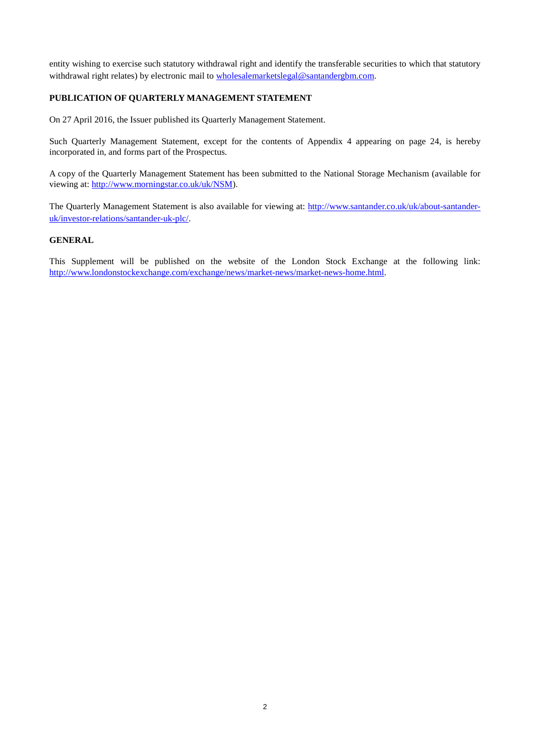entity wishing to exercise such statutory withdrawal right and identify the transferable securities to which that statutory withdrawal right relates) by electronic mail to wholesalemarketslegal@santandergbm.com.

**PUBLICATION OF QUARTERLY MANAGEMENT STATEMENT**

On 27 April 2016, the Issuer published its Quarterly Management Statement.

Such Quarterly Management Statement, except for the contents of Appendix 4 appearing on page 24, is hereby incorporated in, and forms part of the Prospectus.

A copy of the Quarterly Management Statement has been submitted to the National Storage Mechanism (available for viewing at: http://www.morningstar.co.uk/uk/NSM).

The Quarterly Management Statement is also available for viewing at: http://www.santander.co.uk/uk/about-santander-uk/investor-relations/santander-uk-plc/.

**GENERAL**

This Supplement will be published on the website of the London Stock Exchange at the following link: http://www.londonstockexchange.com/exchange/news/market-news/market-news-home.html.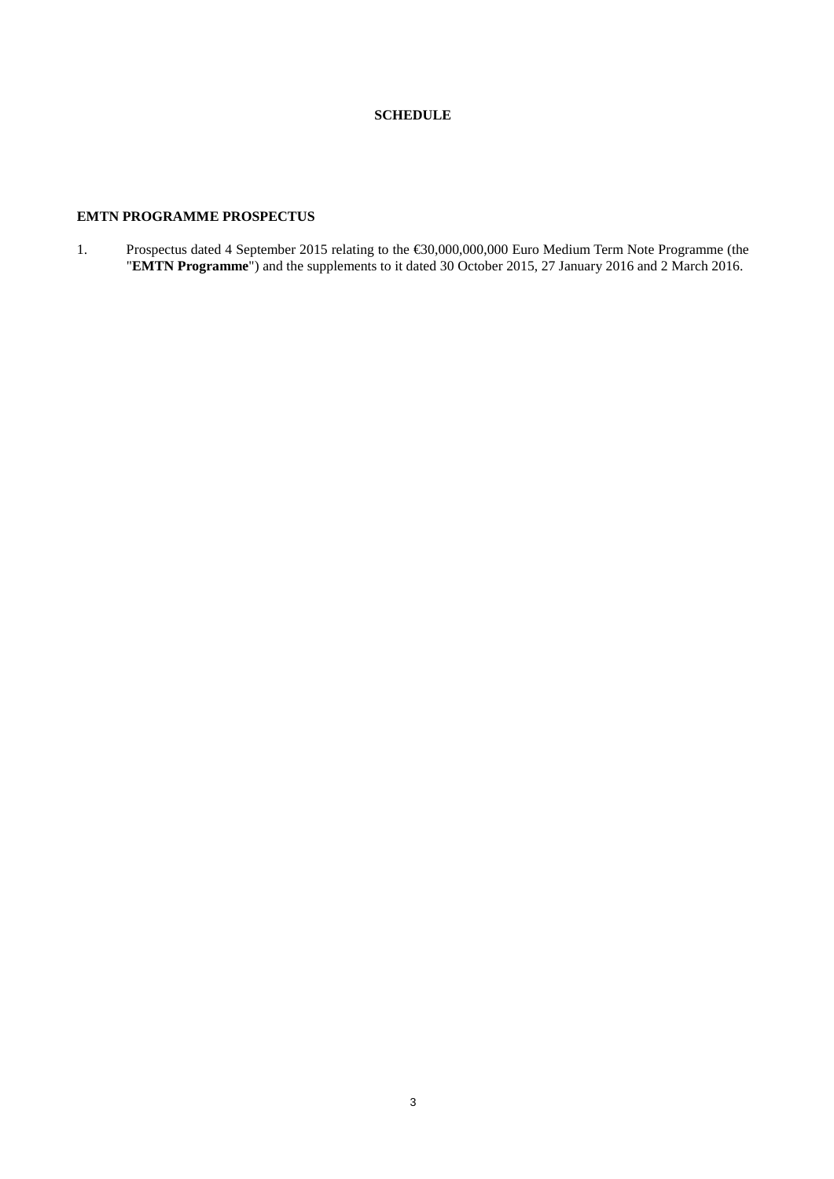**SCHEDULE**

**EMTN PROGRAMME PROSPECTUS**

1. Prospectus dated 4 September 2015 relating to the €30,000,000,000 Euro Medium Term Note Programme (the "**EMTN Programme**") and the supplements to it dated 30 October 2015, 27 January 2016 and 2 March 2016.